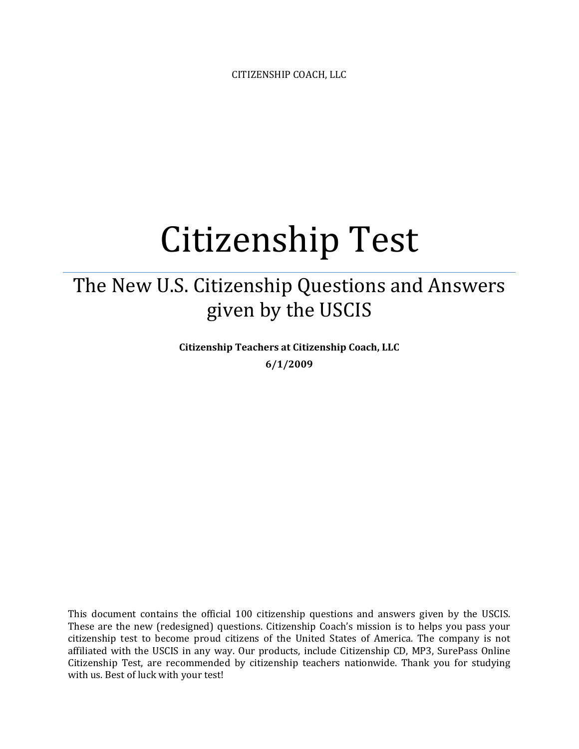CITIZENSHIP COACH, LLC

# Citizenship Test

## The New U.S. Citizenship Questions and Answers given by the USCIS

**Citizenship Teachers at Citizenship Coach, LLC**

**6/1/2009**

This document contains the official 100 citizenship questions and answers given by the USCIS. These are the new (redesigned) questions. Citizenship Coach's mission is to helps you pass your citizenship test to become proud citizens of the United States of America. The company is not affiliated with the USCIS in any way. Our products, include Citizenship CD, MP3, SurePass Online Citizenship Test, are recommended by citizenship teachers nationwide. Thank you for studying with us. Best of luck with your test!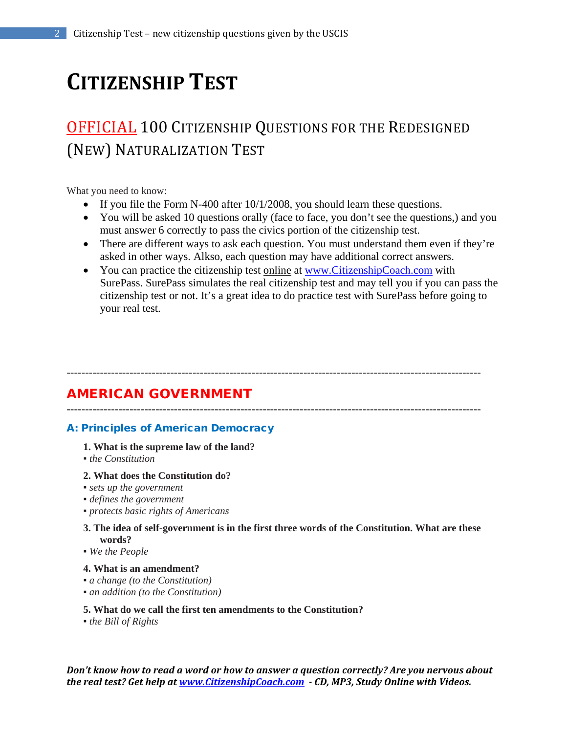# CITIZENSHIP TEST

## OFFICIAL 100 CITIZENSHIP QUESTIONS FOR THE REDESIGNED (NEW) NATURALIZATION TEST

What you need to know:

- If you file the Form N-400 after 10/1/2008, you should learn these questions.
- You will be asked 10 questions orally (face to face, you don't see the questions,) and you must answer 6 correctly to pass the civics portion of the citizenship test.
- There are different ways to ask each question. You must understand them even if they're asked in other ways. Alkso, each question may have additional correct answers.
- You can practice the citizenship test online at www.CitizenshipCoach.com with SurePass. SurePass simulates the real citizenship test and may tell you if you can pass the citizenship test or not. It's a great idea to do practice test with SurePass before going to your real test.

---

## AMERICAN GOVERNMENT

---

### A: Principles of American Democracy

**1. What is the supreme law of the land?**

▪ *the Constitution*

**2. What does the Constitution do?**

▪ *sets up the government*
▪ *defines the government*
▪ *protects basic rights of Americans*

**3. The idea of self-government is in the first three words of the Constitution. What are these words?**

▪ *We the People*

**4. What is an amendment?**

▪ *a change (to the Constitution)*
▪ *an addition (to the Constitution)*

**5. What do we call the first ten amendments to the Constitution?**

▪ *the Bill of Rights*

***Don't know how to read a word or how to answer a question correctly? Are you nervous about the real test? Get help at www.CitizenshipCoach.com - CD, MP3, Study Online with Videos.***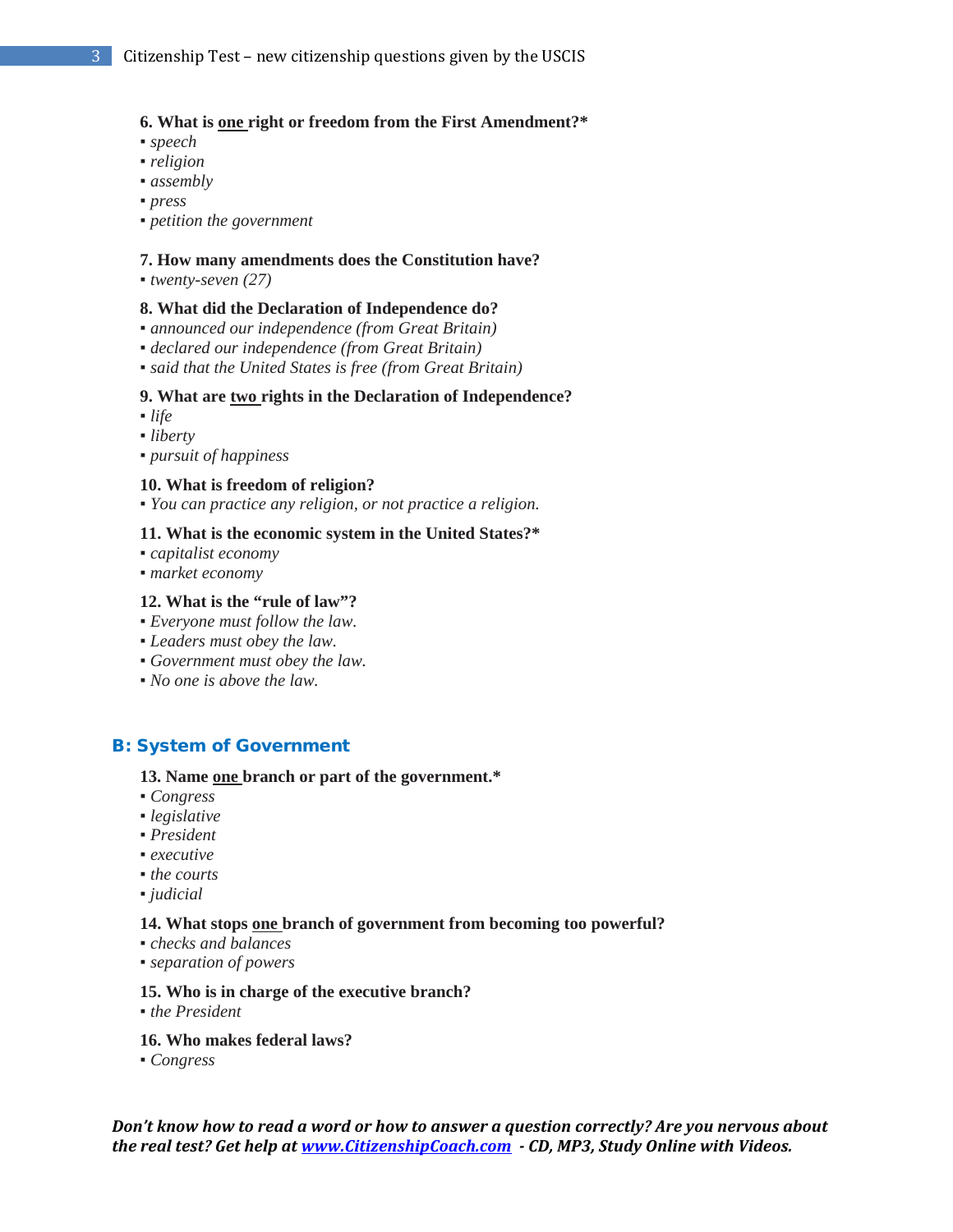**6. What is <u>one</u> right or freedom from the First Amendment?***
- *speech*
- *religion*
- *assembly*
- *press*
- *petition the government*

**7. How many amendments does the Constitution have?**
- *twenty-seven (27)*

**8. What did the Declaration of Independence do?**
- *announced our independence (from Great Britain)*
- *declared our independence (from Great Britain)*
- *said that the United States is free (from Great Britain)*

**9. What are <u>two</u> rights in the Declaration of Independence?**
- *life*
- *liberty*
- *pursuit of happiness*

**10. What is freedom of religion?**
- *You can practice any religion, or not practice a religion.*

**11. What is the economic system in the United States?***
- *capitalist economy*
- *market economy*

**12. What is the "rule of law"?**
- *Everyone must follow the law.*
- *Leaders must obey the law.*
- *Government must obey the law.*
- *No one is above the law.*

## B: System of Government

**13. Name <u>one</u> branch or part of the government.***
- *Congress*
- *legislative*
- *President*
- *executive*
- *the courts*
- *judicial*

**14. What stops <u>one</u> branch of government from becoming too powerful?**
- *checks and balances*
- *separation of powers*

**15. Who is in charge of the executive branch?**
- *the President*

**16. Who makes federal laws?**
- *Congress*

***Don't know how to read a word or how to answer a question correctly? Are you nervous about the real test? Get help at [www.CitizenshipCoach.com](www.CitizenshipCoach.com) - CD, MP3, Study Online with Videos.***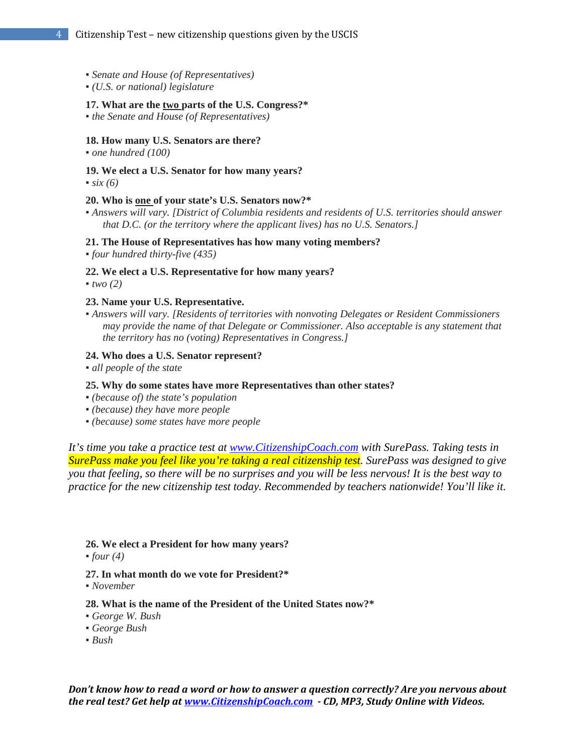- *Senate and House (of Representatives)*
- *(U.S. or national) legislature*

**17. What are the <u>two</u> parts of the U.S. Congress?***
- *the Senate and House (of Representatives)*

**18. How many U.S. Senators are there?**
- *one hundred (100)*

**19. We elect a U.S. Senator for how many years?**
- *six (6)*

**20. Who is <u>one</u> of your state's U.S. Senators now?***
- *Answers will vary. [District of Columbia residents and residents of U.S. territories should answer that D.C. (or the territory where the applicant lives) has no U.S. Senators.]*

**21. The House of Representatives has how many voting members?**
- *four hundred thirty-five (435)*

**22. We elect a U.S. Representative for how many years?**
- *two (2)*

**23. Name your U.S. Representative.**
- *Answers will vary. [Residents of territories with nonvoting Delegates or Resident Commissioners may provide the name of that Delegate or Commissioner. Also acceptable is any statement that the territory has no (voting) Representatives in Congress.]*

**24. Who does a U.S. Senator represent?**
- *all people of the state*

**25. Why do some states have more Representatives than other states?**
- *(because of) the state's population*
- *(because) they have more people*
- *(because) some states have more people*

*It's time you take a practice test at [www.CitizenshipCoach.com](http://www.CitizenshipCoach.com) with SurePass. Taking tests in SurePass make you feel like you're taking a real citizenship test. SurePass was designed to give you that feeling, so there will be no surprises and you will be less nervous! It is the best way to practice for the new citizenship test today. Recommended by teachers nationwide! You'll like it.*

**26. We elect a President for how many years?**
- *four (4)*

**27. In what month do we vote for President?***
- *November*

**28. What is the name of the President of the United States now?***
- *George W. Bush*
- *George Bush*
- *Bush*

***Don't know how to read a word or how to answer a question correctly? Are you nervous about the real test? Get help at [www.CitizenshipCoach.com](http://www.CitizenshipCoach.com) - CD, MP3, Study Online with Videos.***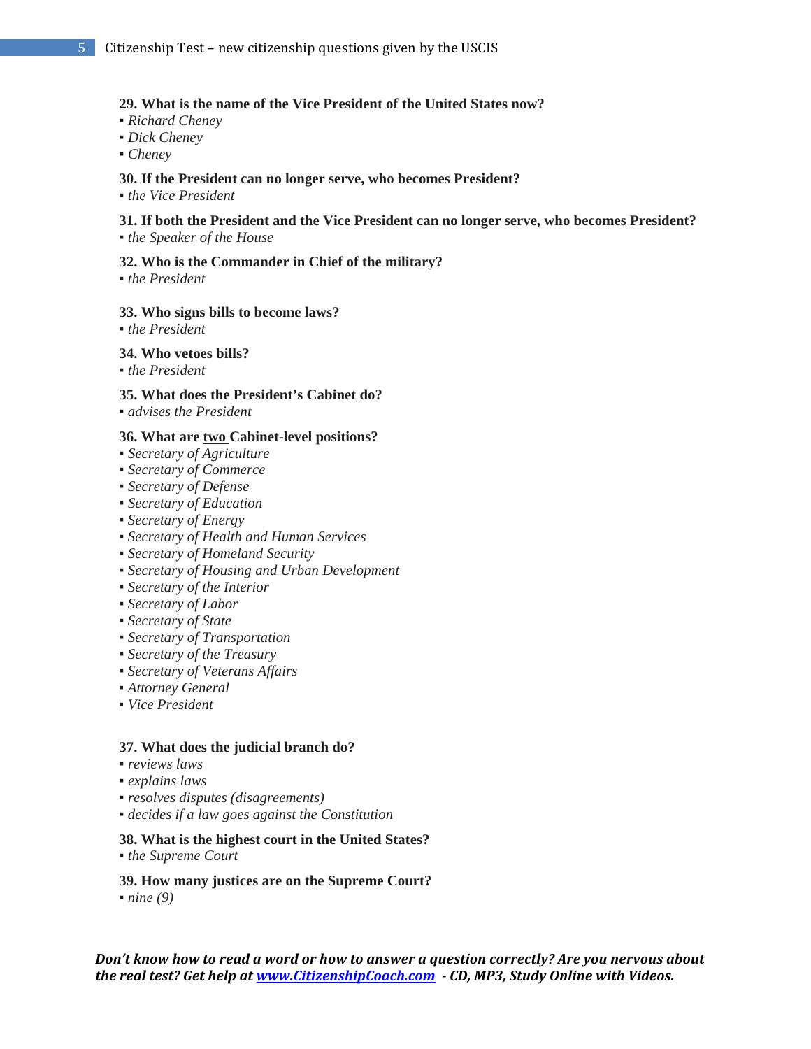**29. What is the name of the Vice President of the United States now?**
▪ *Richard Cheney*
▪ *Dick Cheney*
▪ *Cheney*

**30. If the President can no longer serve, who becomes President?**
▪ *the Vice President*

**31. If both the President and the Vice President can no longer serve, who becomes President?**
▪ *the Speaker of the House*

**32. Who is the Commander in Chief of the military?**
▪ *the President*

**33. Who signs bills to become laws?**
▪ *the President*

**34. Who vetoes bills?**
▪ *the President*

**35. What does the President's Cabinet do?**
▪ *advises the President*

**36. What are two Cabinet-level positions?**
▪ *Secretary of Agriculture*
▪ *Secretary of Commerce*
▪ *Secretary of Defense*
▪ *Secretary of Education*
▪ *Secretary of Energy*
▪ *Secretary of Health and Human Services*
▪ *Secretary of Homeland Security*
▪ *Secretary of Housing and Urban Development*
▪ *Secretary of the Interior*
▪ *Secretary of Labor*
▪ *Secretary of State*
▪ *Secretary of Transportation*
▪ *Secretary of the Treasury*
▪ *Secretary of Veterans Affairs*
▪ *Attorney General*
▪ *Vice President*

**37. What does the judicial branch do?**
▪ *reviews laws*
▪ *explains laws*
▪ *resolves disputes (disagreements)*
▪ *decides if a law goes against the Constitution*

**38. What is the highest court in the United States?**
▪ *the Supreme Court*

**39. How many justices are on the Supreme Court?**
▪ *nine (9)*

***Don't know how to read a word or how to answer a question correctly? Are you nervous about the real test? Get help at [www.CitizenshipCoach.com](http://www.CitizenshipCoach.com) - CD, MP3, Study Online with Videos.***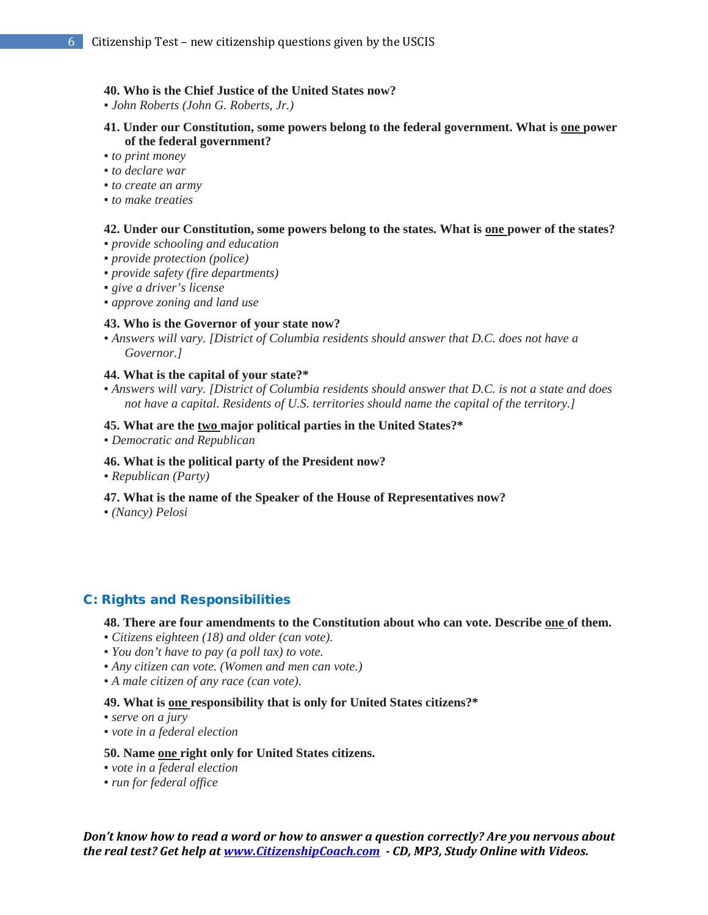**40. Who is the Chief Justice of the United States now?**
- *John Roberts (John G. Roberts, Jr.)*

**41. Under our Constitution, some powers belong to the federal government. What is <u>one</u> power of the federal government?**
- *to print money*
- *to declare war*
- *to create an army*
- *to make treaties*

**42. Under our Constitution, some powers belong to the states. What is <u>one</u> power of the states?**
- *provide schooling and education*
- *provide protection (police)*
- *provide safety (fire departments)*
- *give a driver's license*
- *approve zoning and land use*

**43. Who is the Governor of your state now?**
- *Answers will vary. [District of Columbia residents should answer that D.C. does not have a Governor.]*

**44. What is the capital of your state?***
- *Answers will vary. [District of Columbia residents should answer that D.C. is not a state and does not have a capital. Residents of U.S. territories should name the capital of the territory.]*

**45. What are the <u>two</u> major political parties in the United States?***
- *Democratic and Republican*

**46. What is the political party of the President now?**
- *Republican (Party)*

**47. What is the name of the Speaker of the House of Representatives now?**
- *(Nancy) Pelosi*

## C: Rights and Responsibilities

**48. There are four amendments to the Constitution about who can vote. Describe <u>one</u> of them.**
- *Citizens eighteen (18) and older (can vote).*
- *You don't have to pay (a poll tax) to vote.*
- *Any citizen can vote. (Women and men can vote.)*
- *A male citizen of any race (can vote).*

**49. What is <u>one</u> responsibility that is only for United States citizens?***
- *serve on a jury*
- *vote in a federal election*

**50. Name <u>one</u> right only for United States citizens.**
- *vote in a federal election*
- *run for federal office*

***Don't know how to read a word or how to answer a question correctly? Are you nervous about the real test? Get help at [www.CitizenshipCoach.com](http://www.CitizenshipCoach.com) - CD, MP3, Study Online with Videos.***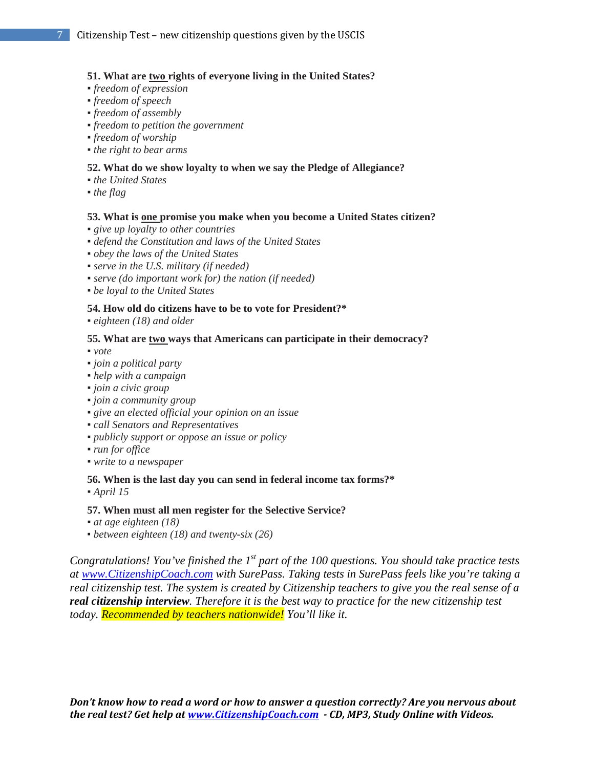**51. What are two rights of everyone living in the United States?**

- *freedom of expression*
- *freedom of speech*
- *freedom of assembly*
- *freedom to petition the government*
- *freedom of worship*
- *the right to bear arms*

**52. What do we show loyalty to when we say the Pledge of Allegiance?**

- *the United States*
- *the flag*

**53. What is one promise you make when you become a United States citizen?**

- *give up loyalty to other countries*
- *defend the Constitution and laws of the United States*
- *obey the laws of the United States*
- *serve in the U.S. military (if needed)*
- *serve (do important work for) the nation (if needed)*
- *be loyal to the United States*

**54. How old do citizens have to be to vote for President?***

- *eighteen (18) and older*

**55. What are two ways that Americans can participate in their democracy?**

- *vote*
- *join a political party*
- *help with a campaign*
- *join a civic group*
- *join a community group*
- *give an elected official your opinion on an issue*
- *call Senators and Representatives*
- *publicly support or oppose an issue or policy*
- *run for office*
- *write to a newspaper*

**56. When is the last day you can send in federal income tax forms?***

- *April 15*

**57. When must all men register for the Selective Service?**

- *at age eighteen (18)*
- *between eighteen (18) and twenty-six (26)*

*Congratulations! You've finished the 1st part of the 100 questions. You should take practice tests at www.CitizenshipCoach.com with SurePass. Taking tests in SurePass feels like you're taking a real citizenship test. The system is created by Citizenship teachers to give you the real sense of a **real citizenship interview**. Therefore it is the best way to practice for the new citizenship test today. Recommended by teachers nationwide! You'll like it.*

***Don't know how to read a word or how to answer a question correctly? Are you nervous about the real test? Get help at www.CitizenshipCoach.com - CD, MP3, Study Online with Videos.***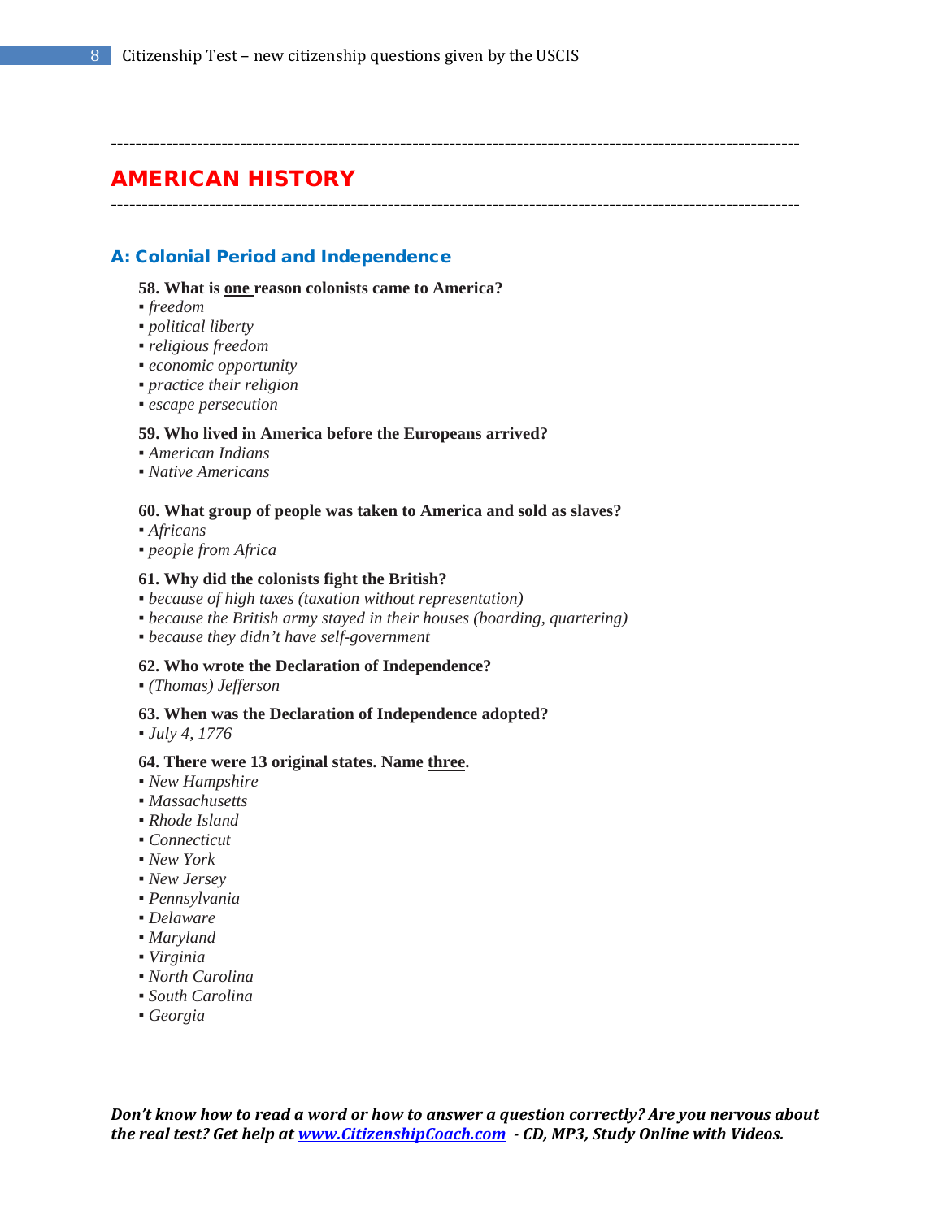---

# AMERICAN HISTORY

---

## A: Colonial Period and Independence

**58. What is <u>one</u> reason colonists came to America?**

- *freedom*
- *political liberty*
- *religious freedom*
- *economic opportunity*
- *practice their religion*
- *escape persecution*

**59. Who lived in America before the Europeans arrived?**

- *American Indians*
- *Native Americans*

**60. What group of people was taken to America and sold as slaves?**

- *Africans*
- *people from Africa*

**61. Why did the colonists fight the British?**

- *because of high taxes (taxation without representation)*
- *because the British army stayed in their houses (boarding, quartering)*
- *because they didn't have self-government*

**62. Who wrote the Declaration of Independence?**

- *(Thomas) Jefferson*

**63. When was the Declaration of Independence adopted?**

- *July 4, 1776*

**64. There were 13 original states. Name <u>three</u>.**

- *New Hampshire*
- *Massachusetts*
- *Rhode Island*
- *Connecticut*
- *New York*
- *New Jersey*
- *Pennsylvania*
- *Delaware*
- *Maryland*
- *Virginia*
- *North Carolina*
- *South Carolina*
- *Georgia*

***Don't know how to read a word or how to answer a question correctly? Are you nervous about the real test? Get help at [www.CitizenshipCoach.com](http://www.CitizenshipCoach.com) - CD, MP3, Study Online with Videos.***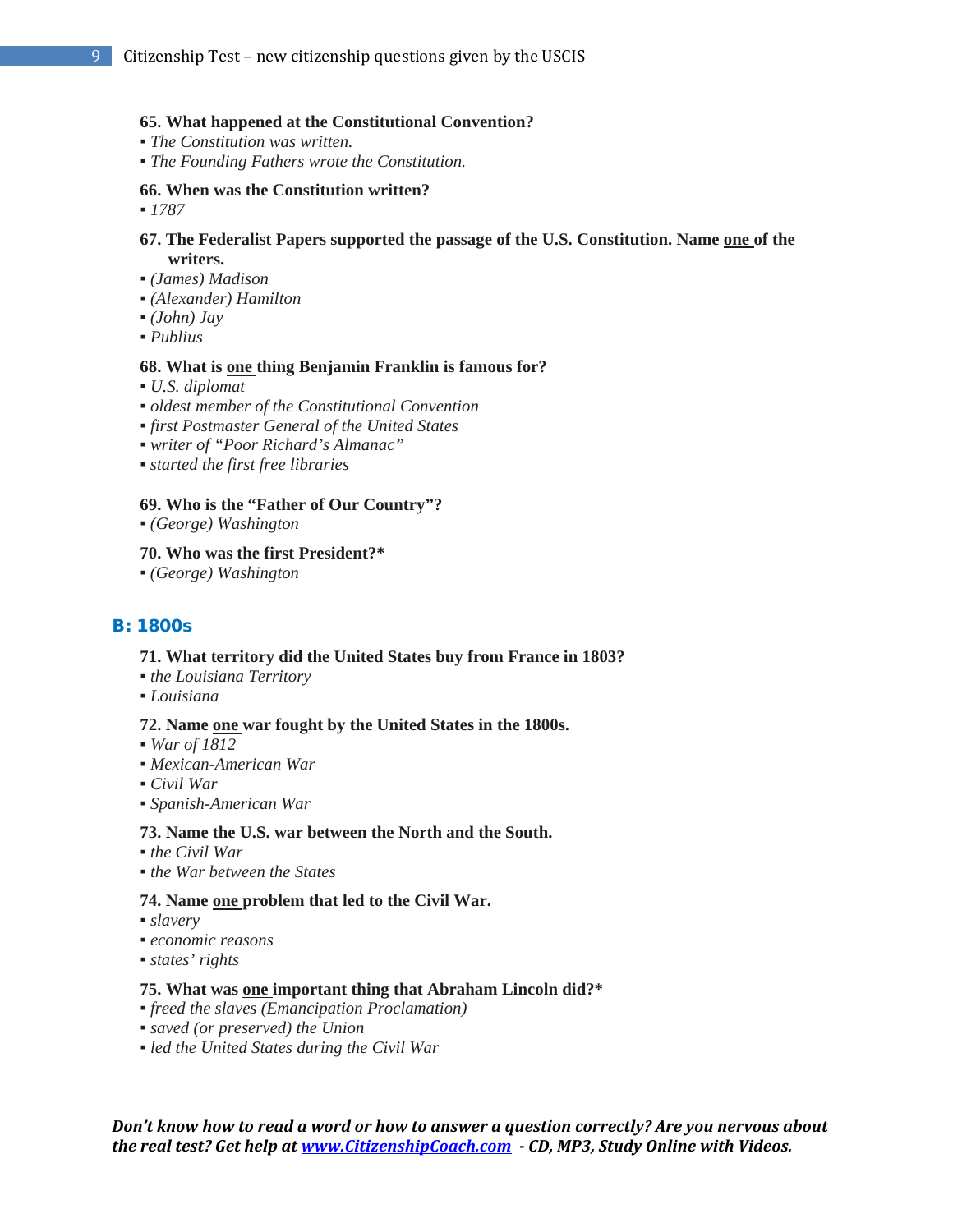**65. What happened at the Constitutional Convention?**

- *The Constitution was written.*
- *The Founding Fathers wrote the Constitution.*

**66. When was the Constitution written?**

- *1787*

**67. The Federalist Papers supported the passage of the U.S. Constitution. Name <u>one</u> of the writers.**

- *(James) Madison*
- *(Alexander) Hamilton*
- *(John) Jay*
- *Publius*

**68. What is <u>one</u> thing Benjamin Franklin is famous for?**

- *U.S. diplomat*
- *oldest member of the Constitutional Convention*
- *first Postmaster General of the United States*
- *writer of "Poor Richard's Almanac"*
- *started the first free libraries*

**69. Who is the "Father of Our Country"?**

- *(George) Washington*

**70. Who was the first President?***

- *(George) Washington*

## B: 1800s

**71. What territory did the United States buy from France in 1803?**

- *the Louisiana Territory*
- *Louisiana*

**72. Name <u>one</u> war fought by the United States in the 1800s.**

- *War of 1812*
- *Mexican-American War*
- *Civil War*
- *Spanish-American War*

**73. Name the U.S. war between the North and the South.**

- *the Civil War*
- *the War between the States*

**74. Name <u>one</u> problem that led to the Civil War.**

- *slavery*
- *economic reasons*
- *states' rights*

**75. What was <u>one</u> important thing that Abraham Lincoln did?***

- *freed the slaves (Emancipation Proclamation)*
- *saved (or preserved) the Union*
- *led the United States during the Civil War*

***Don't know how to read a word or how to answer a question correctly? Are you nervous about the real test? Get help at [www.CitizenshipCoach.com](http://www.CitizenshipCoach.com) - CD, MP3, Study Online with Videos.***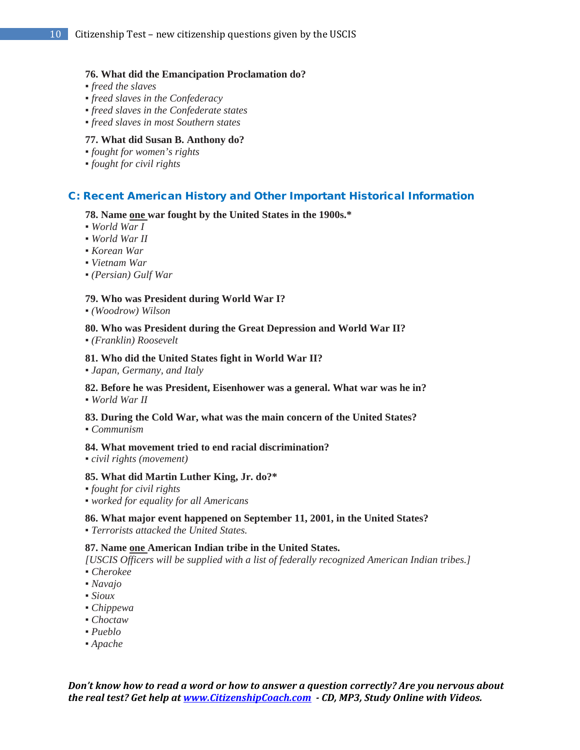**76. What did the Emancipation Proclamation do?**
- *freed the slaves*
- *freed slaves in the Confederacy*
- *freed slaves in the Confederate states*
- *freed slaves in most Southern states*

**77. What did Susan B. Anthony do?**
- *fought for women's rights*
- *fought for civil rights*

## C: Recent American History and Other Important Historical Information

**78. Name one war fought by the United States in the 1900s.***
- *World War I*
- *World War II*
- *Korean War*
- *Vietnam War*
- *(Persian) Gulf War*

**79. Who was President during World War I?**
- *(Woodrow) Wilson*

**80. Who was President during the Great Depression and World War II?**
- *(Franklin) Roosevelt*

**81. Who did the United States fight in World War II?**
- *Japan, Germany, and Italy*

**82. Before he was President, Eisenhower was a general. What war was he in?**
- *World War II*

**83. During the Cold War, what was the main concern of the United States?**
- *Communism*

**84. What movement tried to end racial discrimination?**
- *civil rights (movement)*

**85. What did Martin Luther King, Jr. do?***
- *fought for civil rights*
- *worked for equality for all Americans*

**86. What major event happened on September 11, 2001, in the United States?**
- *Terrorists attacked the United States.*

**87. Name one American Indian tribe in the United States.**
*[USCIS Officers will be supplied with a list of federally recognized American Indian tribes.]*
- *Cherokee*
- *Navajo*
- *Sioux*
- *Chippewa*
- *Choctaw*
- *Pueblo*
- *Apache*

***Don't know how to read a word or how to answer a question correctly? Are you nervous about the real test? Get help at www.CitizenshipCoach.com - CD, MP3, Study Online with Videos.***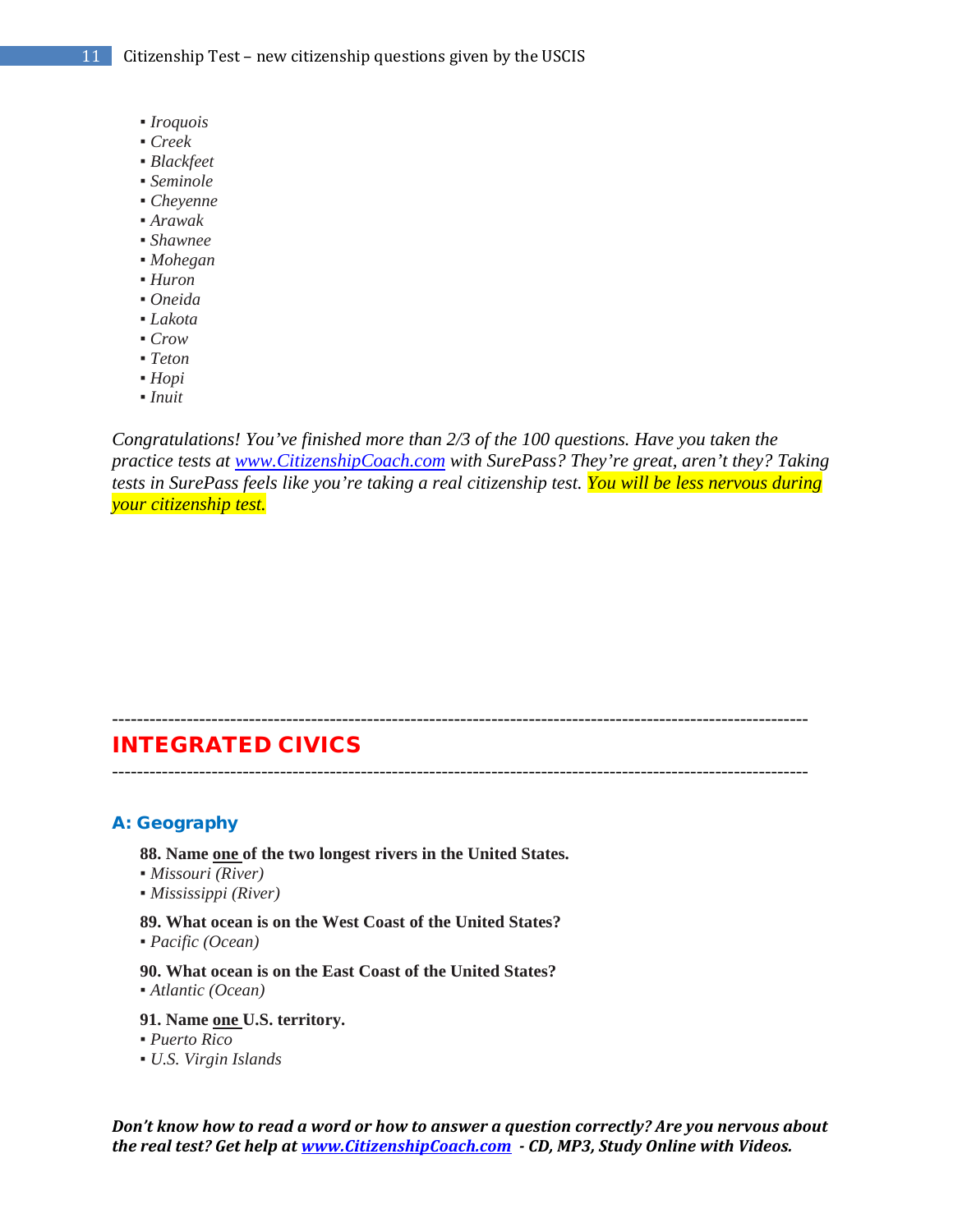- *Iroquois*
- *Creek*
- *Blackfeet*
- *Seminole*
- *Cheyenne*
- *Arawak*
- *Shawnee*
- *Mohegan*
- *Huron*
- *Oneida*
- *Lakota*
- *Crow*
- *Teton*
- *Hopi*
- *Inuit*

*Congratulations! You've finished more than 2/3 of the 100 questions. Have you taken the practice tests at [www.CitizenshipCoach.com](http://www.CitizenshipCoach.com) with SurePass? They're great, aren't they? Taking tests in SurePass feels like you're taking a real citizenship test. You will be less nervous during your citizenship test.*

---

# INTEGRATED CIVICS

---

## A: Geography

**88. Name one of the two longest rivers in the United States.**
- *Missouri (River)*
- *Mississippi (River)*

**89. What ocean is on the West Coast of the United States?**
- *Pacific (Ocean)*

**90. What ocean is on the East Coast of the United States?**
- *Atlantic (Ocean)*

**91. Name one U.S. territory.**
- *Puerto Rico*
- *U.S. Virgin Islands*

***Don't know how to read a word or how to answer a question correctly? Are you nervous about the real test? Get help at [www.CitizenshipCoach.com](http://www.CitizenshipCoach.com) - CD, MP3, Study Online with Videos.***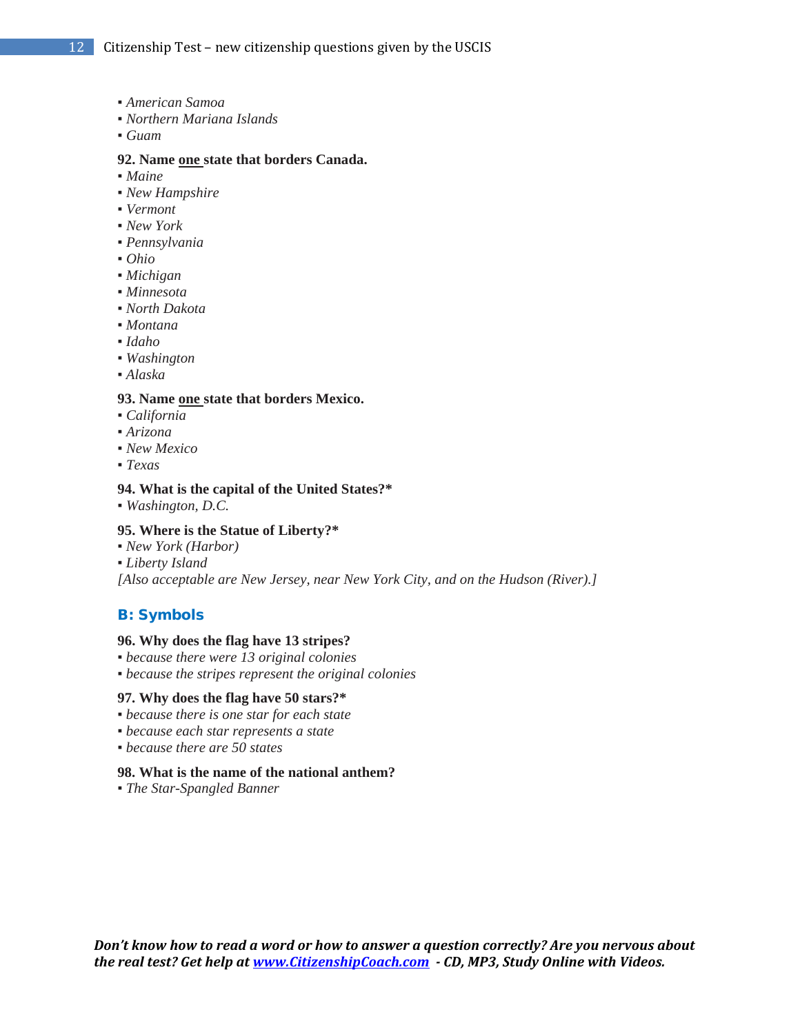- *American Samoa*
- *Northern Mariana Islands*
- *Guam*

**92. Name one state that borders Canada.**
- *Maine*
- *New Hampshire*
- *Vermont*
- *New York*
- *Pennsylvania*
- *Ohio*
- *Michigan*
- *Minnesota*
- *North Dakota*
- *Montana*
- *Idaho*
- *Washington*
- *Alaska*

**93. Name one state that borders Mexico.**
- *California*
- *Arizona*
- *New Mexico*
- *Texas*

**94. What is the capital of the United States?***
- *Washington, D.C.*

**95. Where is the Statue of Liberty?***
- *New York (Harbor)*
- *Liberty Island*

*[Also acceptable are New Jersey, near New York City, and on the Hudson (River).]*

## B: Symbols

**96. Why does the flag have 13 stripes?**
- *because there were 13 original colonies*
- *because the stripes represent the original colonies*

**97. Why does the flag have 50 stars?***
- *because there is one star for each state*
- *because each star represents a state*
- *because there are 50 states*

**98. What is the name of the national anthem?**
- *The Star-Spangled Banner*

***Don't know how to read a word or how to answer a question correctly? Are you nervous about the real test? Get help at www.CitizenshipCoach.com - CD, MP3, Study Online with Videos.***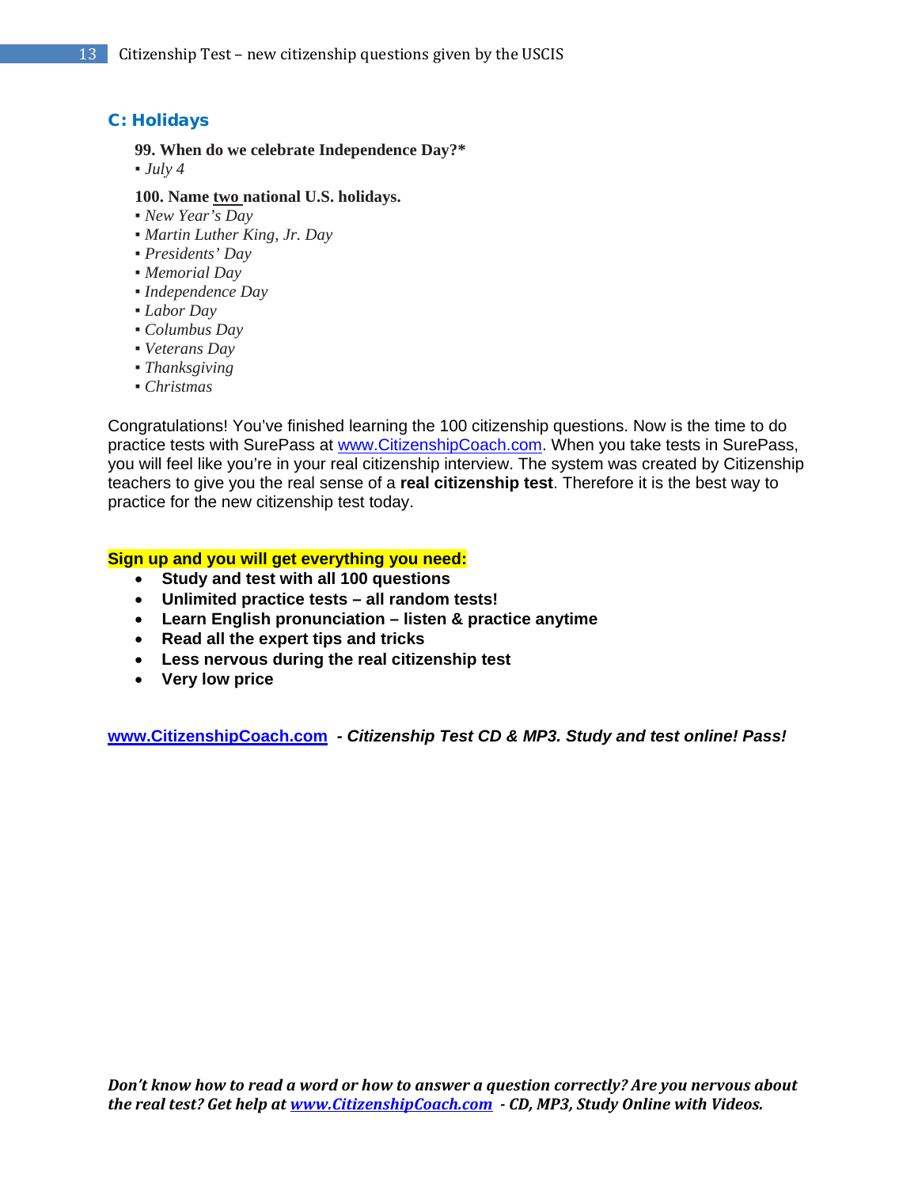## C: Holidays

**99. When do we celebrate Independence Day?***

▪ *July 4*

**100. Name two national U.S. holidays.**

▪ *New Year's Day*
▪ *Martin Luther King, Jr. Day*
▪ *Presidents' Day*
▪ *Memorial Day*
▪ *Independence Day*
▪ *Labor Day*
▪ *Columbus Day*
▪ *Veterans Day*
▪ *Thanksgiving*
▪ *Christmas*

Congratulations! You've finished learning the 100 citizenship questions. Now is the time to do practice tests with SurePass at www.CitizenshipCoach.com. When you take tests in SurePass, you will feel like you're in your real citizenship interview. The system was created by Citizenship teachers to give you the real sense of a **real citizenship test**. Therefore it is the best way to practice for the new citizenship test today.

**Sign up and you will get everything you need:**

- **Study and test with all 100 questions**
- **Unlimited practice tests – all random tests!**
- **Learn English pronunciation – listen & practice anytime**
- **Read all the expert tips and tricks**
- **Less nervous during the real citizenship test**
- **Very low price**

**www.CitizenshipCoach.com** ***- Citizenship Test CD & MP3. Study and test online! Pass!***

***Don't know how to read a word or how to answer a question correctly? Are you nervous about the real test? Get help at www.CitizenshipCoach.com - CD, MP3, Study Online with Videos.***